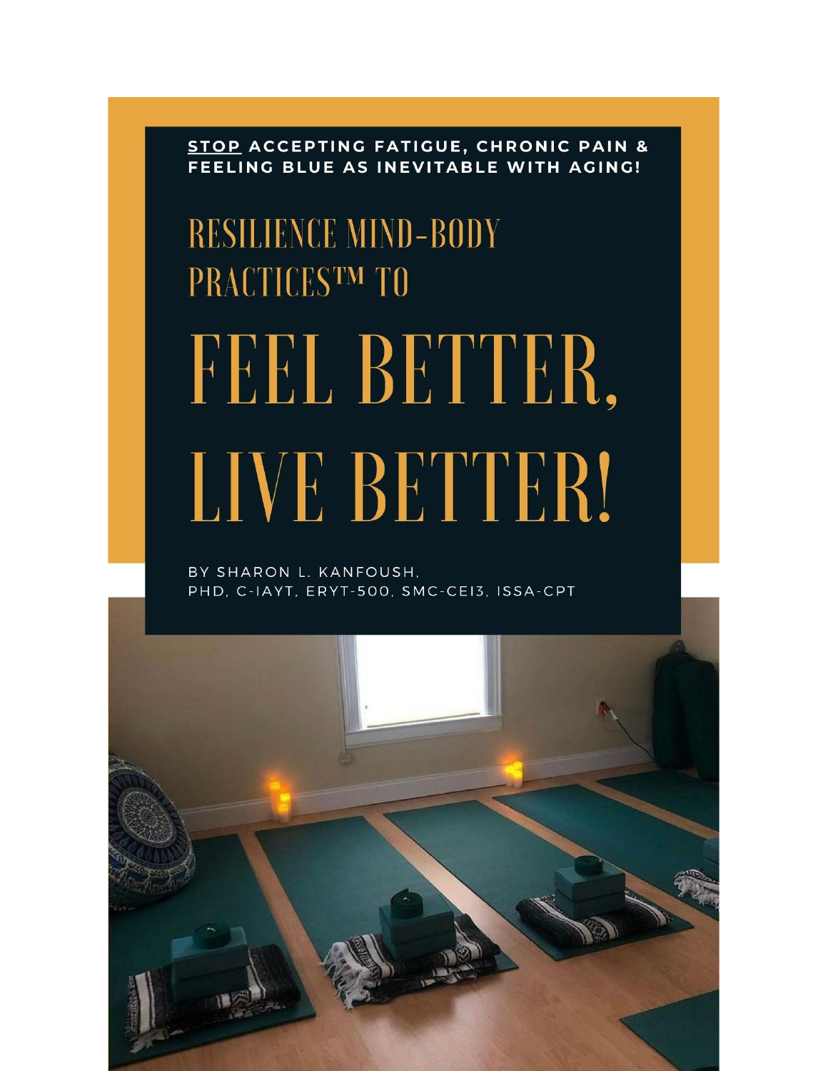**STOP** ACCEPTING FATIGUE, CHRONIC PAIN & FEELING BLUE AS INEVITABLE WITH AGING!

# RESILIENCE MIND-BODY PRACTICES™ TO

# FEEL BETTER, LIVE BETTER!

BY SHARON L. KANFOUSH, PHD, C-IAYT, ERYT-500, SMC-CEI3, ISSA-CPT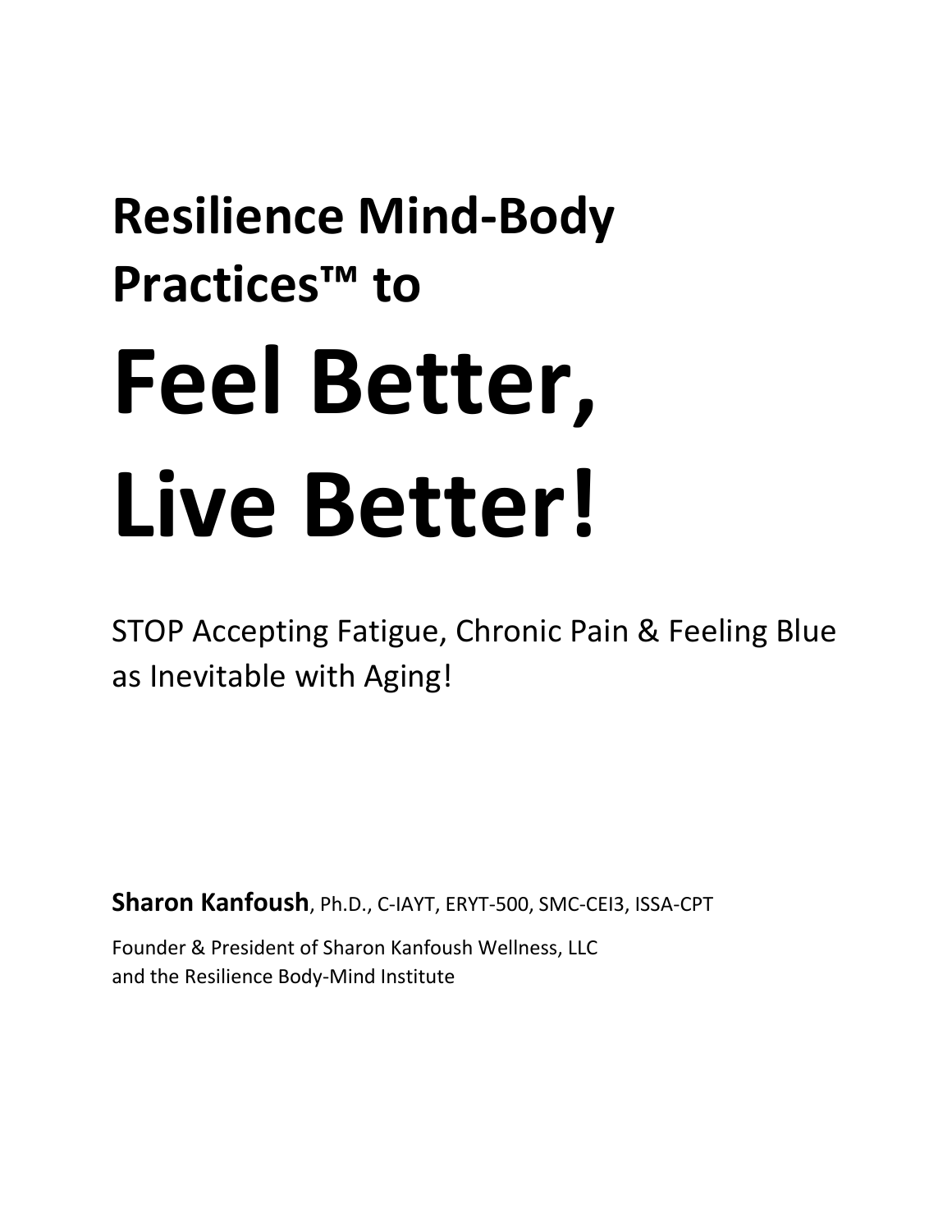# Resilience Mind-Body Practices™ to

# Feel Better, Live Better!

STOP Accepting Fatigue, Chronic Pain & Feeling Blue as Inevitable with Aging!

**Sharon Kanfoush**, Ph.D., C-IAYT, ERYT-500, SMC-CEI3, ISSA-CPT

Founder & President of Sharon Kanfoush Wellness, LLC
and the Resilience Body-Mind Institute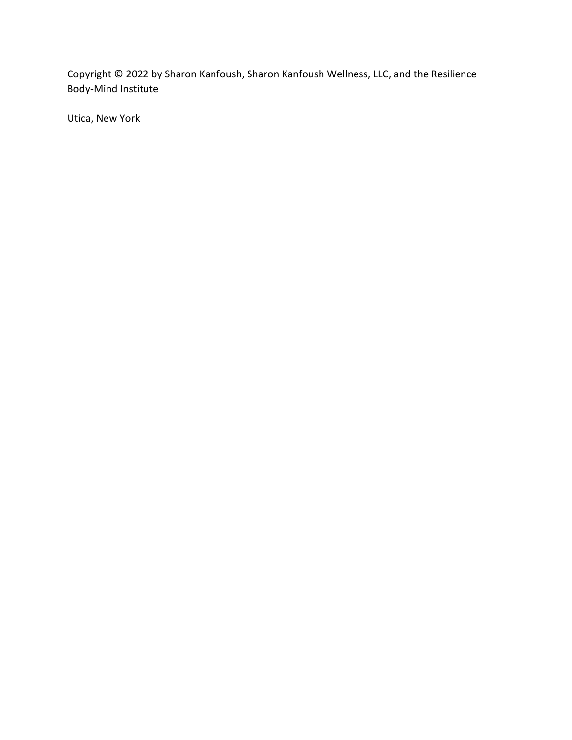Copyright © 2022 by Sharon Kanfoush, Sharon Kanfoush Wellness, LLC, and the Resilience Body-Mind Institute

Utica, New York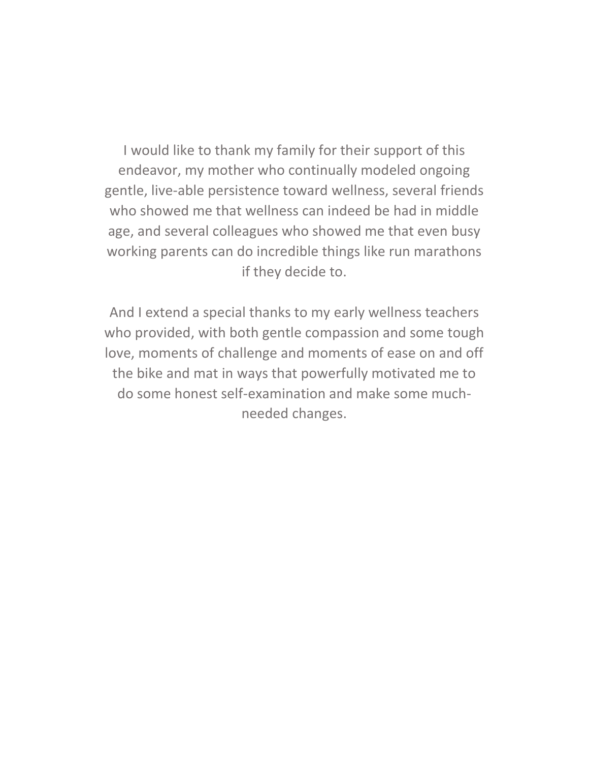I would like to thank my family for their support of this endeavor, my mother who continually modeled ongoing gentle, live-able persistence toward wellness, several friends who showed me that wellness can indeed be had in middle age, and several colleagues who showed me that even busy working parents can do incredible things like run marathons if they decide to.

And I extend a special thanks to my early wellness teachers who provided, with both gentle compassion and some tough love, moments of challenge and moments of ease on and off the bike and mat in ways that powerfully motivated me to do some honest self-examination and make some much-needed changes.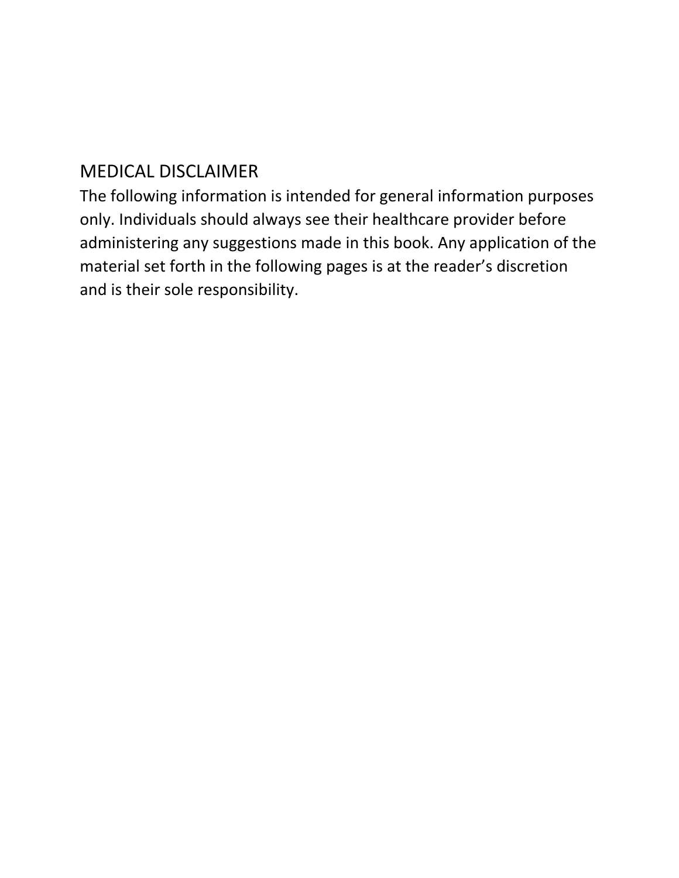## MEDICAL DISCLAIMER

The following information is intended for general information purposes only. Individuals should always see their healthcare provider before administering any suggestions made in this book. Any application of the material set forth in the following pages is at the reader's discretion and is their sole responsibility.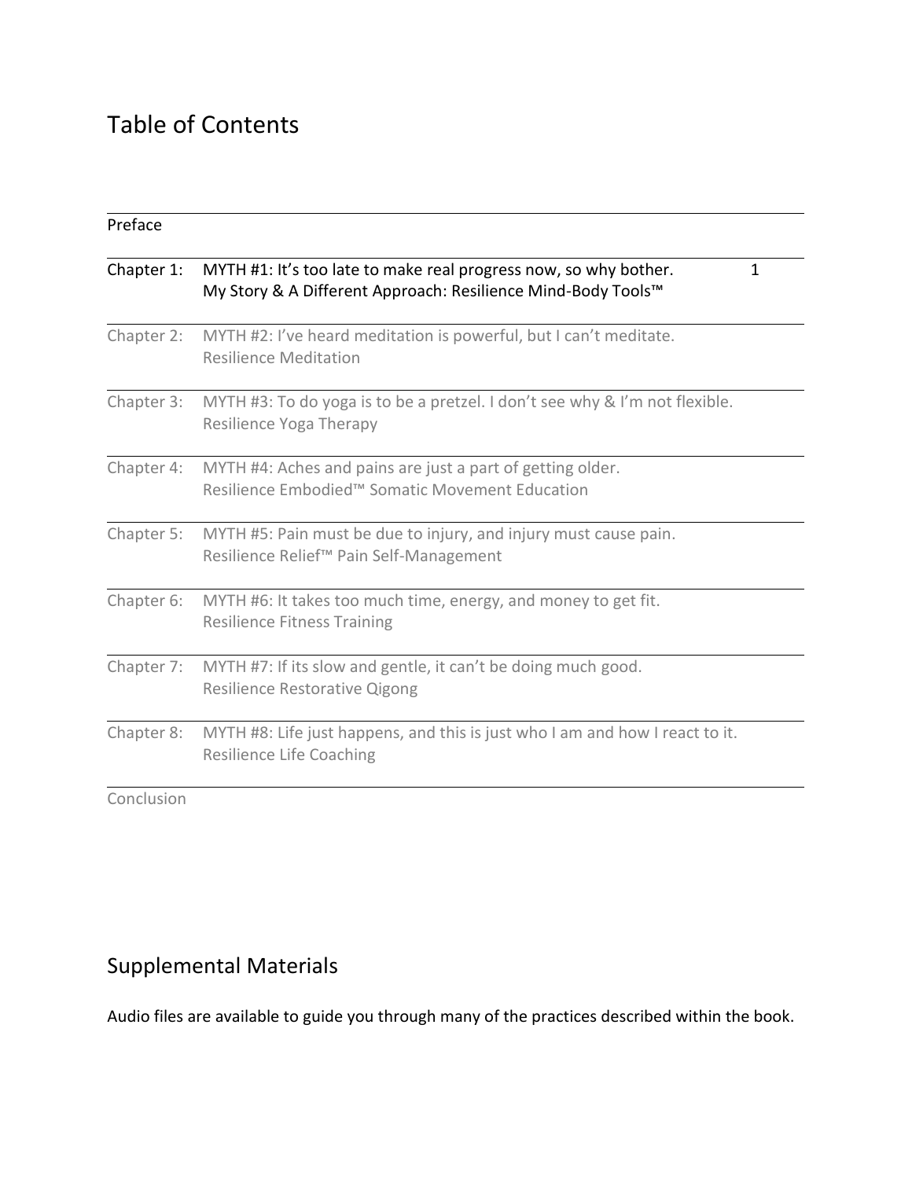# Table of Contents

| | | |
|---|---|---|
| Preface | | |
| Chapter 1: | MYTH #1: It's too late to make real progress now, so why bother. My Story & A Different Approach: Resilience Mind-Body Tools™ | 1 |
| Chapter 2: | MYTH #2: I've heard meditation is powerful, but I can't meditate. Resilience Meditation | |
| Chapter 3: | MYTH #3: To do yoga is to be a pretzel. I don't see why & I'm not flexible. Resilience Yoga Therapy | |
| Chapter 4: | MYTH #4: Aches and pains are just a part of getting older. Resilience Embodied™ Somatic Movement Education | |
| Chapter 5: | MYTH #5: Pain must be due to injury, and injury must cause pain. Resilience Relief™ Pain Self-Management | |
| Chapter 6: | MYTH #6: It takes too much time, energy, and money to get fit. Resilience Fitness Training | |
| Chapter 7: | MYTH #7: If its slow and gentle, it can't be doing much good. Resilience Restorative Qigong | |
| Chapter 8: | MYTH #8: Life just happens, and this is just who I am and how I react to it. Resilience Life Coaching | |
| Conclusion | | |

# Supplemental Materials

Audio files are available to guide you through many of the practices described within the book.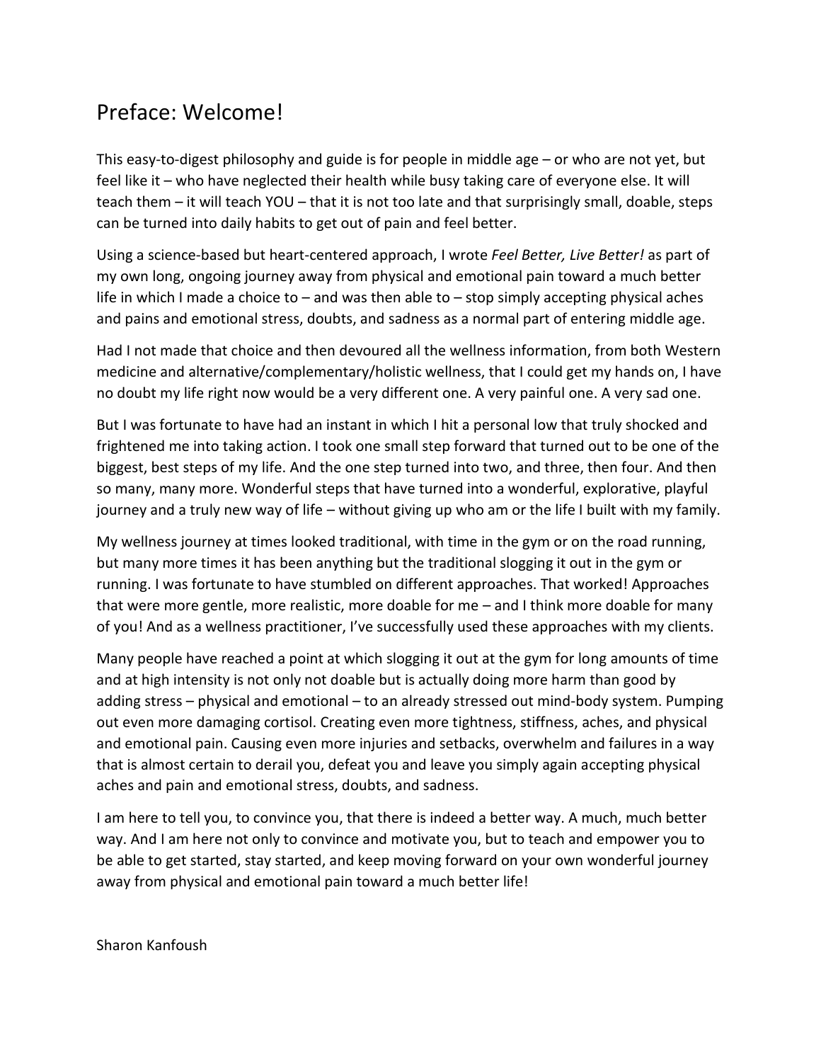# Preface: Welcome!

This easy-to-digest philosophy and guide is for people in middle age – or who are not yet, but feel like it – who have neglected their health while busy taking care of everyone else. It will teach them – it will teach YOU – that it is not too late and that surprisingly small, doable, steps can be turned into daily habits to get out of pain and feel better.

Using a science-based but heart-centered approach, I wrote *Feel Better, Live Better!* as part of my own long, ongoing journey away from physical and emotional pain toward a much better life in which I made a choice to – and was then able to – stop simply accepting physical aches and pains and emotional stress, doubts, and sadness as a normal part of entering middle age.

Had I not made that choice and then devoured all the wellness information, from both Western medicine and alternative/complementary/holistic wellness, that I could get my hands on, I have no doubt my life right now would be a very different one. A very painful one. A very sad one.

But I was fortunate to have had an instant in which I hit a personal low that truly shocked and frightened me into taking action. I took one small step forward that turned out to be one of the biggest, best steps of my life. And the one step turned into two, and three, then four. And then so many, many more. Wonderful steps that have turned into a wonderful, explorative, playful journey and a truly new way of life – without giving up who am or the life I built with my family.

My wellness journey at times looked traditional, with time in the gym or on the road running, but many more times it has been anything but the traditional slogging it out in the gym or running. I was fortunate to have stumbled on different approaches. That worked! Approaches that were more gentle, more realistic, more doable for me – and I think more doable for many of you! And as a wellness practitioner, I've successfully used these approaches with my clients.

Many people have reached a point at which slogging it out at the gym for long amounts of time and at high intensity is not only not doable but is actually doing more harm than good by adding stress – physical and emotional – to an already stressed out mind-body system. Pumping out even more damaging cortisol. Creating even more tightness, stiffness, aches, and physical and emotional pain. Causing even more injuries and setbacks, overwhelm and failures in a way that is almost certain to derail you, defeat you and leave you simply again accepting physical aches and pain and emotional stress, doubts, and sadness.

I am here to tell you, to convince you, that there is indeed a better way. A much, much better way. And I am here not only to convince and motivate you, but to teach and empower you to be able to get started, stay started, and keep moving forward on your own wonderful journey away from physical and emotional pain toward a much better life!

Sharon Kanfoush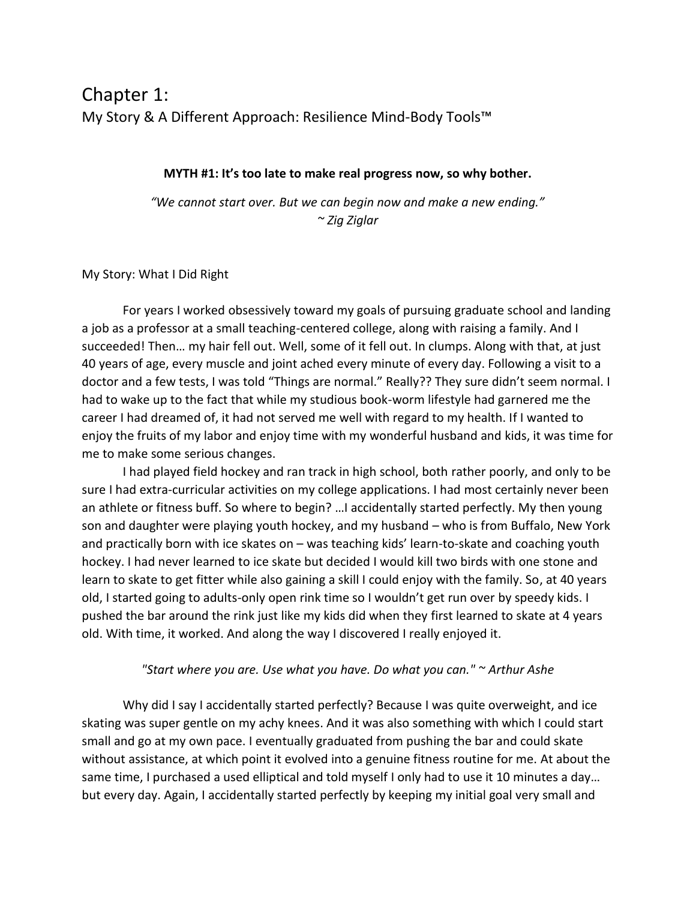# Chapter 1:

## My Story & A Different Approach: Resilience Mind-Body Tools™

**MYTH #1: It's too late to make real progress now, so why bother.**

*"We cannot start over. But we can begin now and make a new ending."*
*~ Zig Ziglar*

### My Story: What I Did Right

For years I worked obsessively toward my goals of pursuing graduate school and landing a job as a professor at a small teaching-centered college, along with raising a family. And I succeeded! Then… my hair fell out. Well, some of it fell out. In clumps. Along with that, at just 40 years of age, every muscle and joint ached every minute of every day. Following a visit to a doctor and a few tests, I was told "Things are normal." Really?? They sure didn't seem normal. I had to wake up to the fact that while my studious book-worm lifestyle had garnered me the career I had dreamed of, it had not served me well with regard to my health. If I wanted to enjoy the fruits of my labor and enjoy time with my wonderful husband and kids, it was time for me to make some serious changes.

I had played field hockey and ran track in high school, both rather poorly, and only to be sure I had extra-curricular activities on my college applications. I had most certainly never been an athlete or fitness buff. So where to begin? …I accidentally started perfectly. My then young son and daughter were playing youth hockey, and my husband – who is from Buffalo, New York and practically born with ice skates on – was teaching kids' learn-to-skate and coaching youth hockey. I had never learned to ice skate but decided I would kill two birds with one stone and learn to skate to get fitter while also gaining a skill I could enjoy with the family. So, at 40 years old, I started going to adults-only open rink time so I wouldn't get run over by speedy kids. I pushed the bar around the rink just like my kids did when they first learned to skate at 4 years old. With time, it worked. And along the way I discovered I really enjoyed it.

*"Start where you are. Use what you have. Do what you can." ~ Arthur Ashe*

Why did I say I accidentally started perfectly? Because I was quite overweight, and ice skating was super gentle on my achy knees. And it was also something with which I could start small and go at my own pace. I eventually graduated from pushing the bar and could skate without assistance, at which point it evolved into a genuine fitness routine for me. At about the same time, I purchased a used elliptical and told myself I only had to use it 10 minutes a day… but every day. Again, I accidentally started perfectly by keeping my initial goal very small and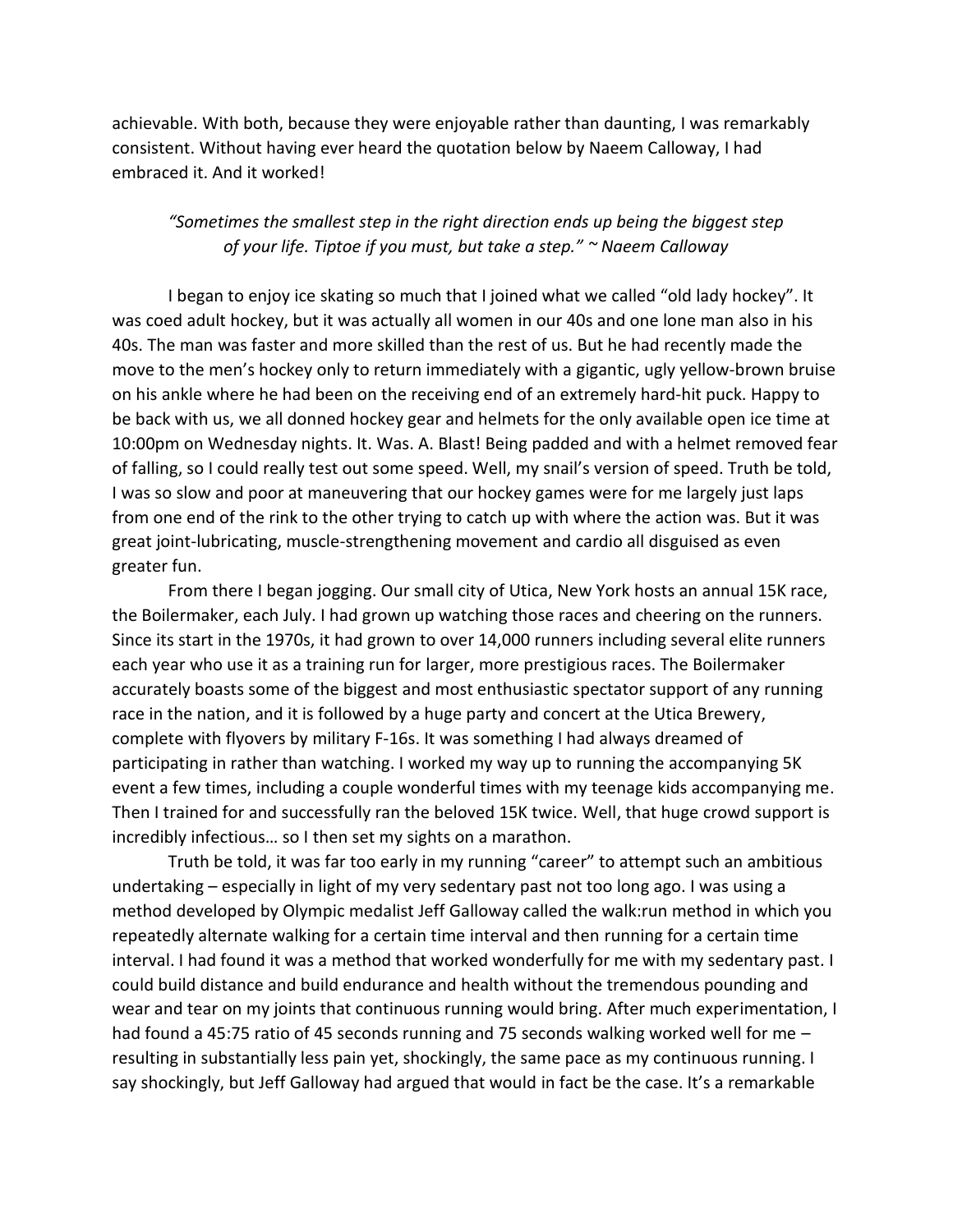achievable. With both, because they were enjoyable rather than daunting, I was remarkably consistent. Without having ever heard the quotation below by Naeem Calloway, I had embraced it. And it worked!

> *"Sometimes the smallest step in the right direction ends up being the biggest step of your life. Tiptoe if you must, but take a step." ~ Naeem Calloway*

I began to enjoy ice skating so much that I joined what we called "old lady hockey". It was coed adult hockey, but it was actually all women in our 40s and one lone man also in his 40s. The man was faster and more skilled than the rest of us. But he had recently made the move to the men's hockey only to return immediately with a gigantic, ugly yellow-brown bruise on his ankle where he had been on the receiving end of an extremely hard-hit puck. Happy to be back with us, we all donned hockey gear and helmets for the only available open ice time at 10:00pm on Wednesday nights. It. Was. A. Blast! Being padded and with a helmet removed fear of falling, so I could really test out some speed. Well, my snail's version of speed. Truth be told, I was so slow and poor at maneuvering that our hockey games were for me largely just laps from one end of the rink to the other trying to catch up with where the action was. But it was great joint-lubricating, muscle-strengthening movement and cardio all disguised as even greater fun.

From there I began jogging. Our small city of Utica, New York hosts an annual 15K race, the Boilermaker, each July. I had grown up watching those races and cheering on the runners. Since its start in the 1970s, it had grown to over 14,000 runners including several elite runners each year who use it as a training run for larger, more prestigious races. The Boilermaker accurately boasts some of the biggest and most enthusiastic spectator support of any running race in the nation, and it is followed by a huge party and concert at the Utica Brewery, complete with flyovers by military F-16s. It was something I had always dreamed of participating in rather than watching. I worked my way up to running the accompanying 5K event a few times, including a couple wonderful times with my teenage kids accompanying me. Then I trained for and successfully ran the beloved 15K twice. Well, that huge crowd support is incredibly infectious… so I then set my sights on a marathon.

Truth be told, it was far too early in my running "career" to attempt such an ambitious undertaking – especially in light of my very sedentary past not too long ago. I was using a method developed by Olympic medalist Jeff Galloway called the walk:run method in which you repeatedly alternate walking for a certain time interval and then running for a certain time interval. I had found it was a method that worked wonderfully for me with my sedentary past. I could build distance and build endurance and health without the tremendous pounding and wear and tear on my joints that continuous running would bring. After much experimentation, I had found a 45:75 ratio of 45 seconds running and 75 seconds walking worked well for me – resulting in substantially less pain yet, shockingly, the same pace as my continuous running. I say shockingly, but Jeff Galloway had argued that would in fact be the case. It's a remarkable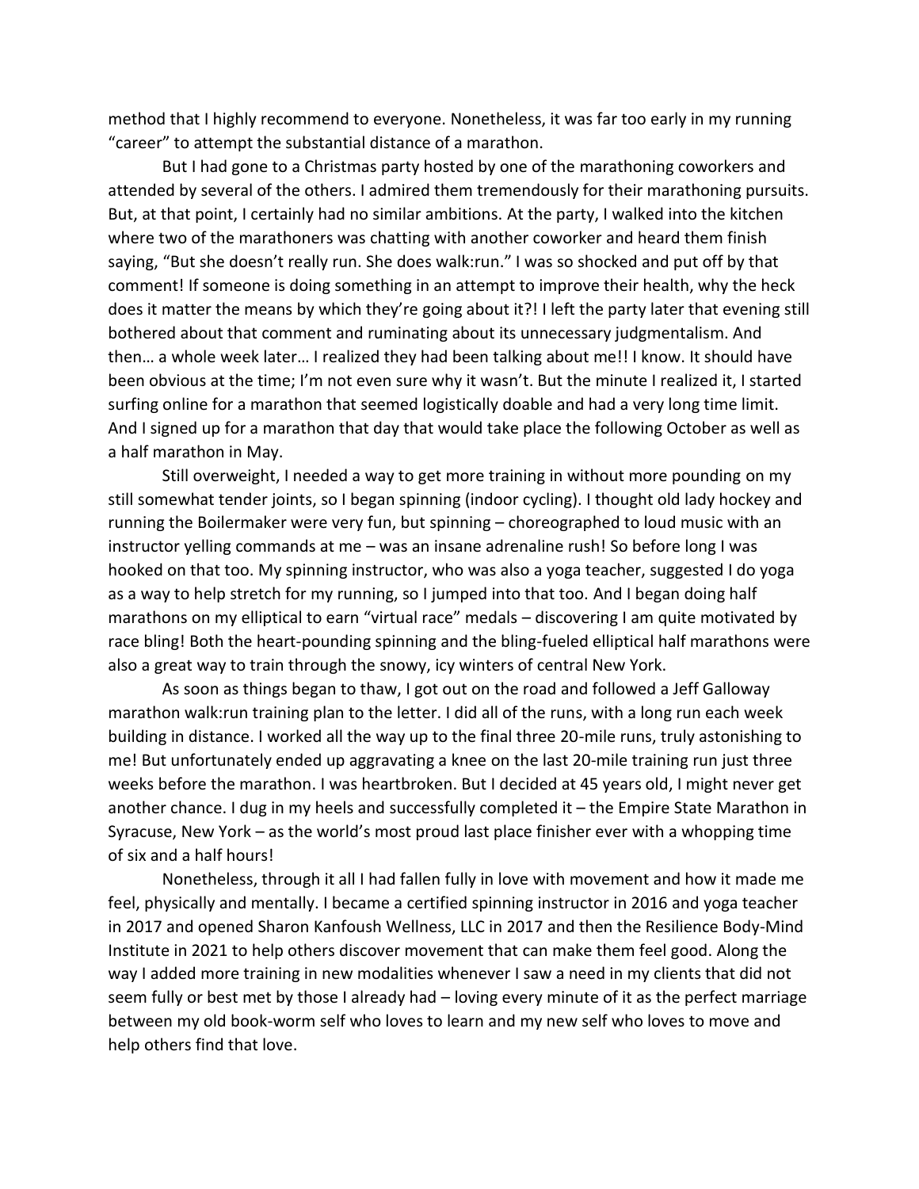method that I highly recommend to everyone. Nonetheless, it was far too early in my running "career" to attempt the substantial distance of a marathon.

But I had gone to a Christmas party hosted by one of the marathoning coworkers and attended by several of the others. I admired them tremendously for their marathoning pursuits. But, at that point, I certainly had no similar ambitions. At the party, I walked into the kitchen where two of the marathoners was chatting with another coworker and heard them finish saying, "But she doesn't really run. She does walk:run." I was so shocked and put off by that comment! If someone is doing something in an attempt to improve their health, why the heck does it matter the means by which they're going about it?! I left the party later that evening still bothered about that comment and ruminating about its unnecessary judgmentalism. And then… a whole week later… I realized they had been talking about me!! I know. It should have been obvious at the time; I'm not even sure why it wasn't. But the minute I realized it, I started surfing online for a marathon that seemed logistically doable and had a very long time limit. And I signed up for a marathon that day that would take place the following October as well as a half marathon in May.

Still overweight, I needed a way to get more training in without more pounding on my still somewhat tender joints, so I began spinning (indoor cycling). I thought old lady hockey and running the Boilermaker were very fun, but spinning – choreographed to loud music with an instructor yelling commands at me – was an insane adrenaline rush! So before long I was hooked on that too. My spinning instructor, who was also a yoga teacher, suggested I do yoga as a way to help stretch for my running, so I jumped into that too. And I began doing half marathons on my elliptical to earn "virtual race" medals – discovering I am quite motivated by race bling! Both the heart-pounding spinning and the bling-fueled elliptical half marathons were also a great way to train through the snowy, icy winters of central New York.

As soon as things began to thaw, I got out on the road and followed a Jeff Galloway marathon walk:run training plan to the letter. I did all of the runs, with a long run each week building in distance. I worked all the way up to the final three 20-mile runs, truly astonishing to me! But unfortunately ended up aggravating a knee on the last 20-mile training run just three weeks before the marathon. I was heartbroken. But I decided at 45 years old, I might never get another chance. I dug in my heels and successfully completed it – the Empire State Marathon in Syracuse, New York – as the world's most proud last place finisher ever with a whopping time of six and a half hours!

Nonetheless, through it all I had fallen fully in love with movement and how it made me feel, physically and mentally. I became a certified spinning instructor in 2016 and yoga teacher in 2017 and opened Sharon Kanfoush Wellness, LLC in 2017 and then the Resilience Body-Mind Institute in 2021 to help others discover movement that can make them feel good. Along the way I added more training in new modalities whenever I saw a need in my clients that did not seem fully or best met by those I already had – loving every minute of it as the perfect marriage between my old book-worm self who loves to learn and my new self who loves to move and help others find that love.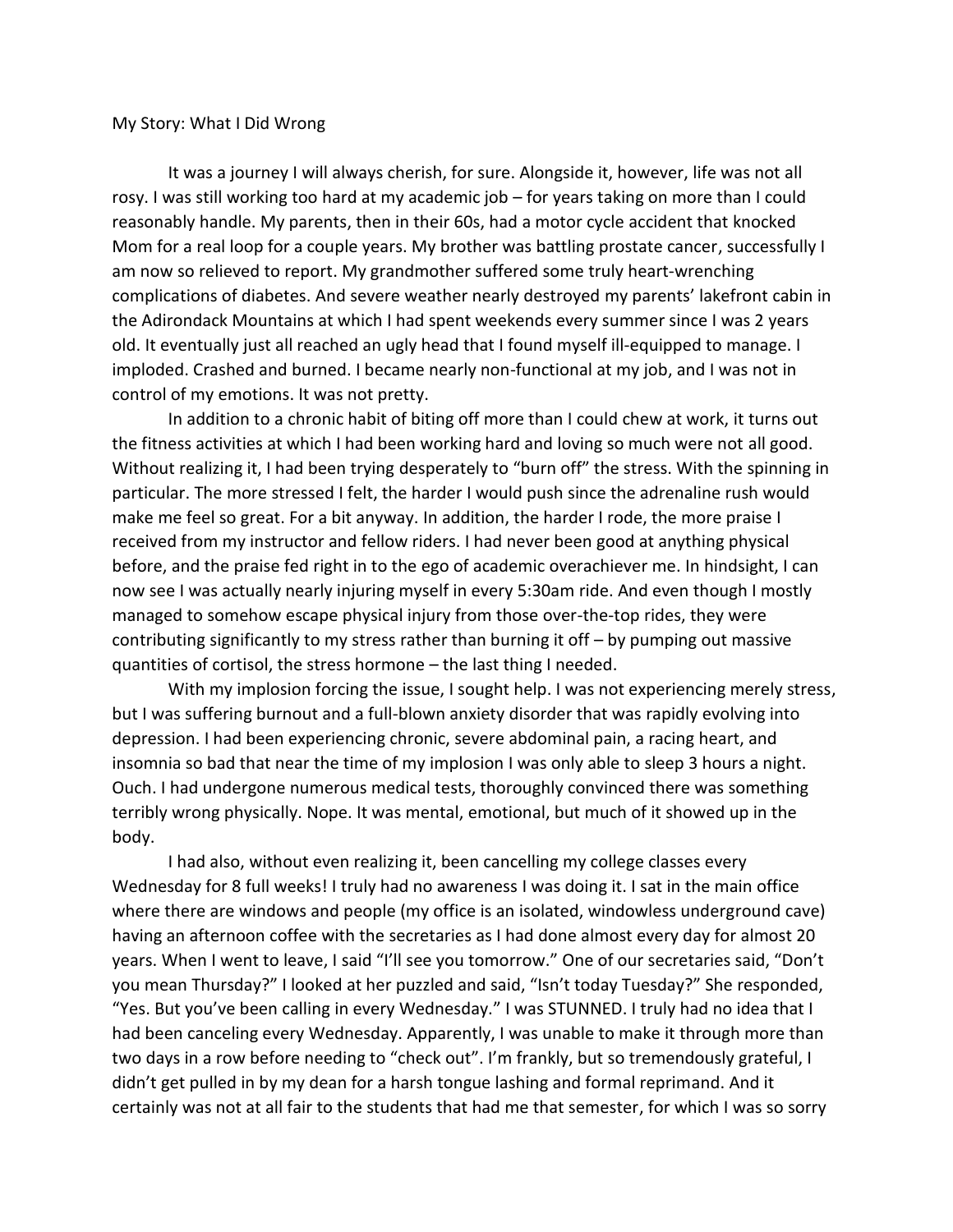My Story: What I Did Wrong

It was a journey I will always cherish, for sure. Alongside it, however, life was not all rosy. I was still working too hard at my academic job – for years taking on more than I could reasonably handle. My parents, then in their 60s, had a motor cycle accident that knocked Mom for a real loop for a couple years. My brother was battling prostate cancer, successfully I am now so relieved to report. My grandmother suffered some truly heart-wrenching complications of diabetes. And severe weather nearly destroyed my parents' lakefront cabin in the Adirondack Mountains at which I had spent weekends every summer since I was 2 years old. It eventually just all reached an ugly head that I found myself ill-equipped to manage. I imploded. Crashed and burned. I became nearly non-functional at my job, and I was not in control of my emotions. It was not pretty.

In addition to a chronic habit of biting off more than I could chew at work, it turns out the fitness activities at which I had been working hard and loving so much were not all good. Without realizing it, I had been trying desperately to "burn off" the stress. With the spinning in particular. The more stressed I felt, the harder I would push since the adrenaline rush would make me feel so great. For a bit anyway. In addition, the harder I rode, the more praise I received from my instructor and fellow riders. I had never been good at anything physical before, and the praise fed right in to the ego of academic overachiever me. In hindsight, I can now see I was actually nearly injuring myself in every 5:30am ride. And even though I mostly managed to somehow escape physical injury from those over-the-top rides, they were contributing significantly to my stress rather than burning it off – by pumping out massive quantities of cortisol, the stress hormone – the last thing I needed.

With my implosion forcing the issue, I sought help. I was not experiencing merely stress, but I was suffering burnout and a full-blown anxiety disorder that was rapidly evolving into depression. I had been experiencing chronic, severe abdominal pain, a racing heart, and insomnia so bad that near the time of my implosion I was only able to sleep 3 hours a night. Ouch. I had undergone numerous medical tests, thoroughly convinced there was something terribly wrong physically. Nope. It was mental, emotional, but much of it showed up in the body.

I had also, without even realizing it, been cancelling my college classes every Wednesday for 8 full weeks! I truly had no awareness I was doing it. I sat in the main office where there are windows and people (my office is an isolated, windowless underground cave) having an afternoon coffee with the secretaries as I had done almost every day for almost 20 years. When I went to leave, I said "I'll see you tomorrow." One of our secretaries said, "Don't you mean Thursday?" I looked at her puzzled and said, "Isn't today Tuesday?" She responded, "Yes. But you've been calling in every Wednesday." I was STUNNED. I truly had no idea that I had been canceling every Wednesday. Apparently, I was unable to make it through more than two days in a row before needing to "check out". I'm frankly, but so tremendously grateful, I didn't get pulled in by my dean for a harsh tongue lashing and formal reprimand. And it certainly was not at all fair to the students that had me that semester, for which I was so sorry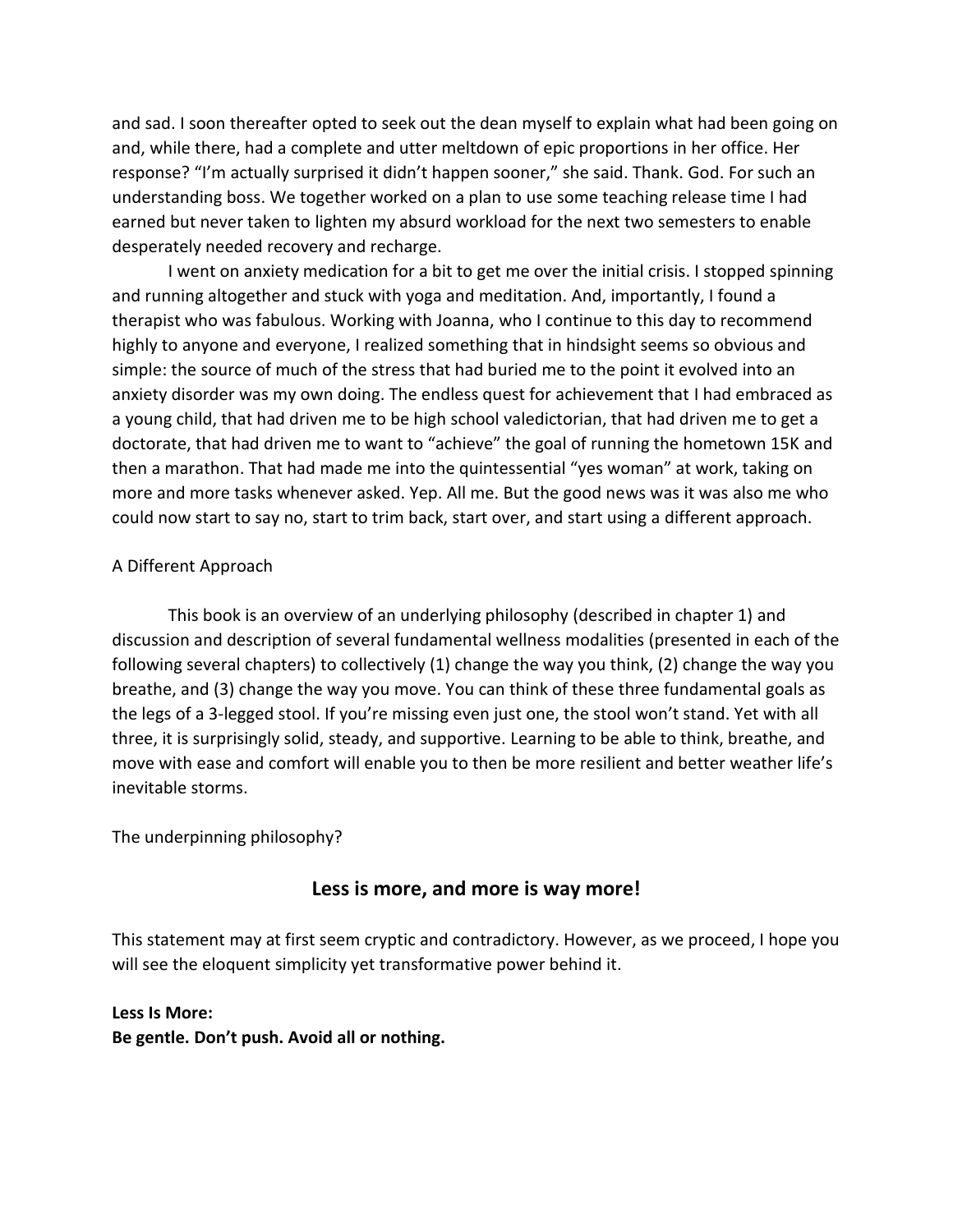and sad. I soon thereafter opted to seek out the dean myself to explain what had been going on and, while there, had a complete and utter meltdown of epic proportions in her office. Her response? "I'm actually surprised it didn't happen sooner," she said. Thank. God. For such an understanding boss. We together worked on a plan to use some teaching release time I had earned but never taken to lighten my absurd workload for the next two semesters to enable desperately needed recovery and recharge.

I went on anxiety medication for a bit to get me over the initial crisis. I stopped spinning and running altogether and stuck with yoga and meditation. And, importantly, I found a therapist who was fabulous. Working with Joanna, who I continue to this day to recommend highly to anyone and everyone, I realized something that in hindsight seems so obvious and simple: the source of much of the stress that had buried me to the point it evolved into an anxiety disorder was my own doing. The endless quest for achievement that I had embraced as a young child, that had driven me to be high school valedictorian, that had driven me to get a doctorate, that had driven me to want to "achieve" the goal of running the hometown 15K and then a marathon. That had made me into the quintessential "yes woman" at work, taking on more and more tasks whenever asked. Yep. All me. But the good news was it was also me who could now start to say no, start to trim back, start over, and start using a different approach.

## A Different Approach

This book is an overview of an underlying philosophy (described in chapter 1) and discussion and description of several fundamental wellness modalities (presented in each of the following several chapters) to collectively (1) change the way you think, (2) change the way you breathe, and (3) change the way you move. You can think of these three fundamental goals as the legs of a 3-legged stool. If you're missing even just one, the stool won't stand. Yet with all three, it is surprisingly solid, steady, and supportive. Learning to be able to think, breathe, and move with ease and comfort will enable you to then be more resilient and better weather life's inevitable storms.

The underpinning philosophy?

### Less is more, and more is way more!

This statement may at first seem cryptic and contradictory. However, as we proceed, I hope you will see the eloquent simplicity yet transformative power behind it.

**Less Is More:**
**Be gentle. Don't push. Avoid all or nothing.**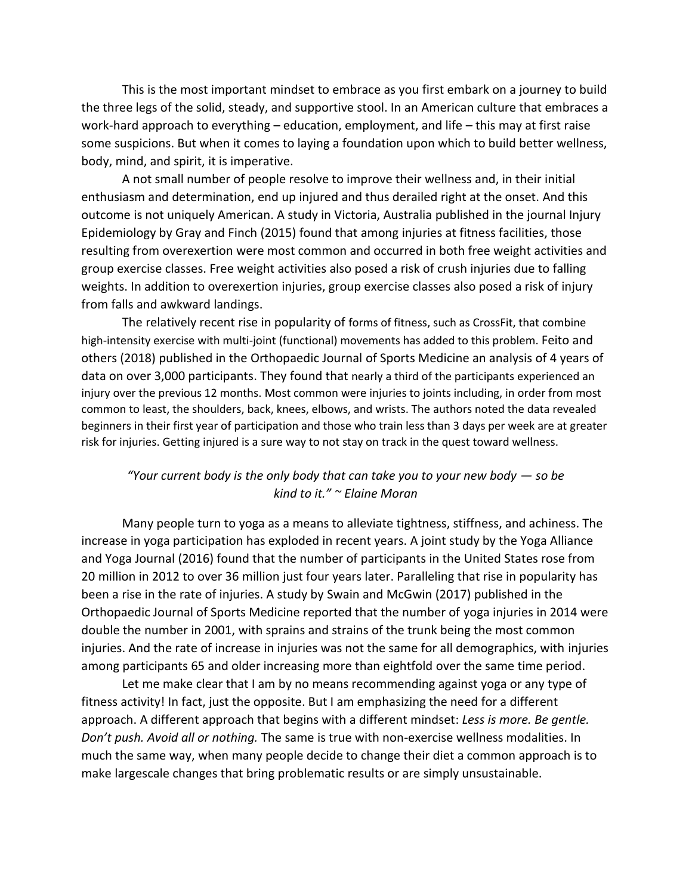This is the most important mindset to embrace as you first embark on a journey to build the three legs of the solid, steady, and supportive stool. In an American culture that embraces a work-hard approach to everything – education, employment, and life – this may at first raise some suspicions. But when it comes to laying a foundation upon which to build better wellness, body, mind, and spirit, it is imperative.

A not small number of people resolve to improve their wellness and, in their initial enthusiasm and determination, end up injured and thus derailed right at the onset. And this outcome is not uniquely American. A study in Victoria, Australia published in the journal Injury Epidemiology by Gray and Finch (2015) found that among injuries at fitness facilities, those resulting from overexertion were most common and occurred in both free weight activities and group exercise classes. Free weight activities also posed a risk of crush injuries due to falling weights. In addition to overexertion injuries, group exercise classes also posed a risk of injury from falls and awkward landings.

The relatively recent rise in popularity of forms of fitness, such as CrossFit, that combine high-intensity exercise with multi-joint (functional) movements has added to this problem. Feito and others (2018) published in the Orthopaedic Journal of Sports Medicine an analysis of 4 years of data on over 3,000 participants. They found that nearly a third of the participants experienced an injury over the previous 12 months. Most common were injuries to joints including, in order from most common to least, the shoulders, back, knees, elbows, and wrists. The authors noted the data revealed beginners in their first year of participation and those who train less than 3 days per week are at greater risk for injuries. Getting injured is a sure way to not stay on track in the quest toward wellness.

*"Your current body is the only body that can take you to your new body — so be kind to it." ~ Elaine Moran*

Many people turn to yoga as a means to alleviate tightness, stiffness, and achiness. The increase in yoga participation has exploded in recent years. A joint study by the Yoga Alliance and Yoga Journal (2016) found that the number of participants in the United States rose from 20 million in 2012 to over 36 million just four years later. Paralleling that rise in popularity has been a rise in the rate of injuries. A study by Swain and McGwin (2017) published in the Orthopaedic Journal of Sports Medicine reported that the number of yoga injuries in 2014 were double the number in 2001, with sprains and strains of the trunk being the most common injuries. And the rate of increase in injuries was not the same for all demographics, with injuries among participants 65 and older increasing more than eightfold over the same time period.

Let me make clear that I am by no means recommending against yoga or any type of fitness activity! In fact, just the opposite. But I am emphasizing the need for a different approach. A different approach that begins with a different mindset: *Less is more. Be gentle. Don't push. Avoid all or nothing.* The same is true with non-exercise wellness modalities. In much the same way, when many people decide to change their diet a common approach is to make largescale changes that bring problematic results or are simply unsustainable.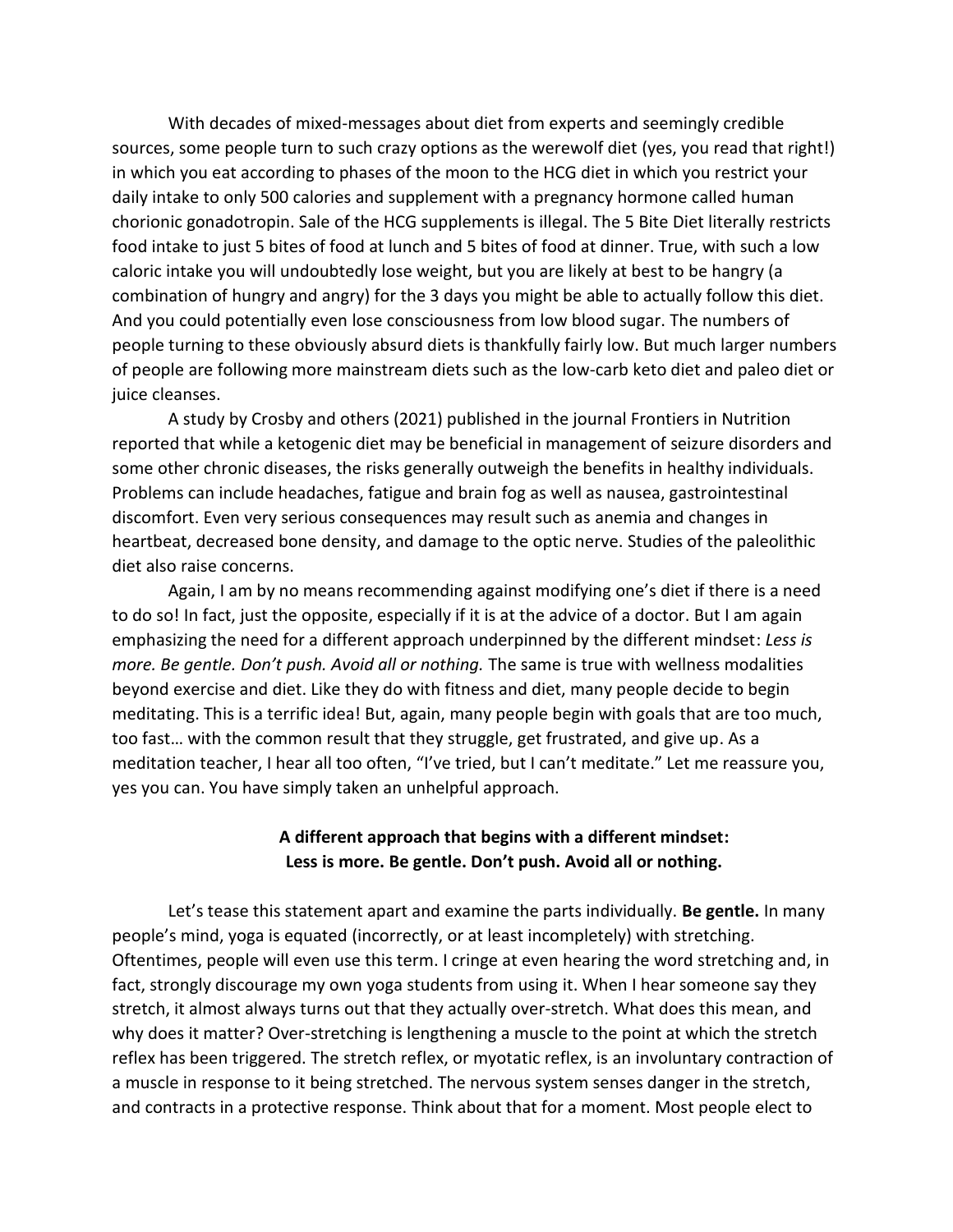With decades of mixed-messages about diet from experts and seemingly credible sources, some people turn to such crazy options as the werewolf diet (yes, you read that right!) in which you eat according to phases of the moon to the HCG diet in which you restrict your daily intake to only 500 calories and supplement with a pregnancy hormone called human chorionic gonadotropin. Sale of the HCG supplements is illegal. The 5 Bite Diet literally restricts food intake to just 5 bites of food at lunch and 5 bites of food at dinner. True, with such a low caloric intake you will undoubtedly lose weight, but you are likely at best to be hangry (a combination of hungry and angry) for the 3 days you might be able to actually follow this diet. And you could potentially even lose consciousness from low blood sugar. The numbers of people turning to these obviously absurd diets is thankfully fairly low. But much larger numbers of people are following more mainstream diets such as the low-carb keto diet and paleo diet or juice cleanses.

A study by Crosby and others (2021) published in the journal Frontiers in Nutrition reported that while a ketogenic diet may be beneficial in management of seizure disorders and some other chronic diseases, the risks generally outweigh the benefits in healthy individuals. Problems can include headaches, fatigue and brain fog as well as nausea, gastrointestinal discomfort. Even very serious consequences may result such as anemia and changes in heartbeat, decreased bone density, and damage to the optic nerve. Studies of the paleolithic diet also raise concerns.

Again, I am by no means recommending against modifying one's diet if there is a need to do so! In fact, just the opposite, especially if it is at the advice of a doctor. But I am again emphasizing the need for a different approach underpinned by the different mindset: *Less is more. Be gentle. Don't push. Avoid all or nothing.* The same is true with wellness modalities beyond exercise and diet. Like they do with fitness and diet, many people decide to begin meditating. This is a terrific idea! But, again, many people begin with goals that are too much, too fast… with the common result that they struggle, get frustrated, and give up. As a meditation teacher, I hear all too often, "I've tried, but I can't meditate." Let me reassure you, yes you can. You have simply taken an unhelpful approach.

**A different approach that begins with a different mindset:**
**Less is more. Be gentle. Don't push. Avoid all or nothing.**

Let's tease this statement apart and examine the parts individually. **Be gentle.** In many people's mind, yoga is equated (incorrectly, or at least incompletely) with stretching. Oftentimes, people will even use this term. I cringe at even hearing the word stretching and, in fact, strongly discourage my own yoga students from using it. When I hear someone say they stretch, it almost always turns out that they actually over-stretch. What does this mean, and why does it matter? Over-stretching is lengthening a muscle to the point at which the stretch reflex has been triggered. The stretch reflex, or myotatic reflex, is an involuntary contraction of a muscle in response to it being stretched. The nervous system senses danger in the stretch, and contracts in a protective response. Think about that for a moment. Most people elect to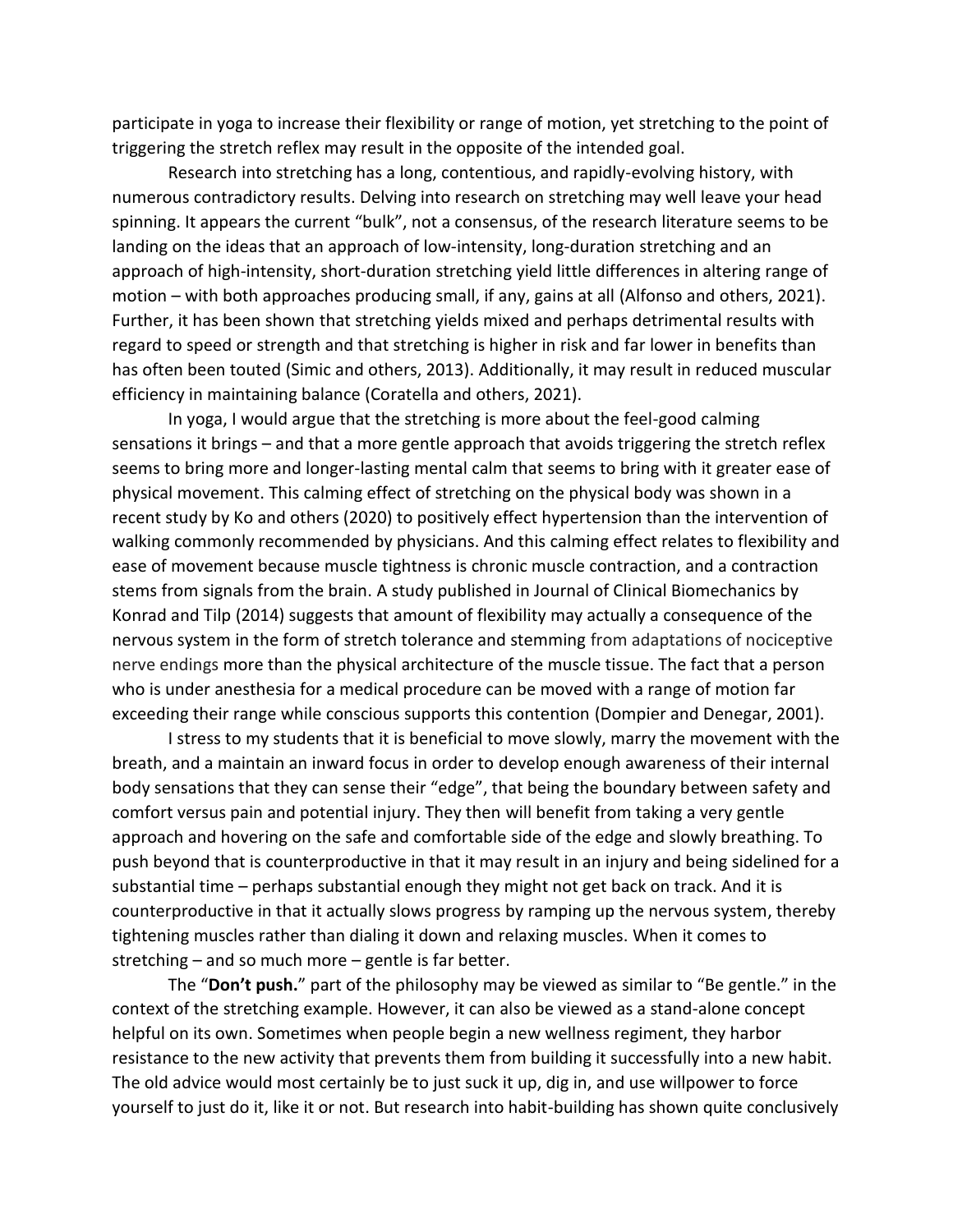participate in yoga to increase their flexibility or range of motion, yet stretching to the point of triggering the stretch reflex may result in the opposite of the intended goal.

Research into stretching has a long, contentious, and rapidly-evolving history, with numerous contradictory results. Delving into research on stretching may well leave your head spinning. It appears the current "bulk", not a consensus, of the research literature seems to be landing on the ideas that an approach of low-intensity, long-duration stretching and an approach of high-intensity, short-duration stretching yield little differences in altering range of motion – with both approaches producing small, if any, gains at all (Alfonso and others, 2021). Further, it has been shown that stretching yields mixed and perhaps detrimental results with regard to speed or strength and that stretching is higher in risk and far lower in benefits than has often been touted (Simic and others, 2013). Additionally, it may result in reduced muscular efficiency in maintaining balance (Coratella and others, 2021).

In yoga, I would argue that the stretching is more about the feel-good calming sensations it brings – and that a more gentle approach that avoids triggering the stretch reflex seems to bring more and longer-lasting mental calm that seems to bring with it greater ease of physical movement. This calming effect of stretching on the physical body was shown in a recent study by Ko and others (2020) to positively effect hypertension than the intervention of walking commonly recommended by physicians. And this calming effect relates to flexibility and ease of movement because muscle tightness is chronic muscle contraction, and a contraction stems from signals from the brain. A study published in Journal of Clinical Biomechanics by Konrad and Tilp (2014) suggests that amount of flexibility may actually a consequence of the nervous system in the form of stretch tolerance and stemming from adaptations of nociceptive nerve endings more than the physical architecture of the muscle tissue. The fact that a person who is under anesthesia for a medical procedure can be moved with a range of motion far exceeding their range while conscious supports this contention (Dompier and Denegar, 2001).

I stress to my students that it is beneficial to move slowly, marry the movement with the breath, and a maintain an inward focus in order to develop enough awareness of their internal body sensations that they can sense their "edge", that being the boundary between safety and comfort versus pain and potential injury. They then will benefit from taking a very gentle approach and hovering on the safe and comfortable side of the edge and slowly breathing. To push beyond that is counterproductive in that it may result in an injury and being sidelined for a substantial time – perhaps substantial enough they might not get back on track. And it is counterproductive in that it actually slows progress by ramping up the nervous system, thereby tightening muscles rather than dialing it down and relaxing muscles. When it comes to stretching – and so much more – gentle is far better.

The "**Don't push.**" part of the philosophy may be viewed as similar to "Be gentle." in the context of the stretching example. However, it can also be viewed as a stand-alone concept helpful on its own. Sometimes when people begin a new wellness regiment, they harbor resistance to the new activity that prevents them from building it successfully into a new habit. The old advice would most certainly be to just suck it up, dig in, and use willpower to force yourself to just do it, like it or not. But research into habit-building has shown quite conclusively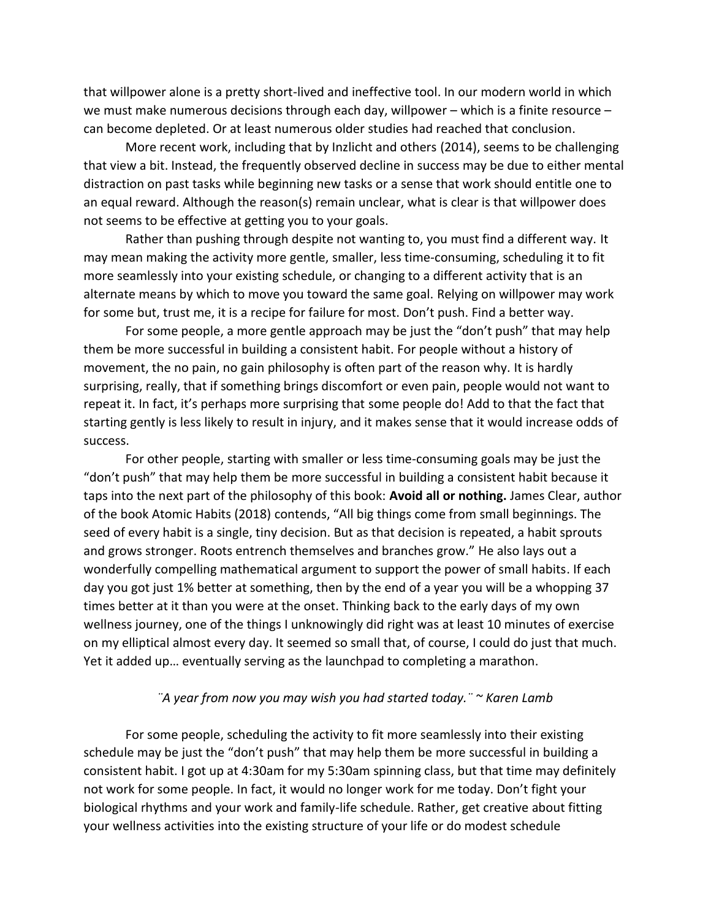that willpower alone is a pretty short-lived and ineffective tool. In our modern world in which we must make numerous decisions through each day, willpower – which is a finite resource – can become depleted. Or at least numerous older studies had reached that conclusion.

More recent work, including that by Inzlicht and others (2014), seems to be challenging that view a bit. Instead, the frequently observed decline in success may be due to either mental distraction on past tasks while beginning new tasks or a sense that work should entitle one to an equal reward. Although the reason(s) remain unclear, what is clear is that willpower does not seems to be effective at getting you to your goals.

Rather than pushing through despite not wanting to, you must find a different way. It may mean making the activity more gentle, smaller, less time-consuming, scheduling it to fit more seamlessly into your existing schedule, or changing to a different activity that is an alternate means by which to move you toward the same goal. Relying on willpower may work for some but, trust me, it is a recipe for failure for most. Don't push. Find a better way.

For some people, a more gentle approach may be just the "don't push" that may help them be more successful in building a consistent habit. For people without a history of movement, the no pain, no gain philosophy is often part of the reason why. It is hardly surprising, really, that if something brings discomfort or even pain, people would not want to repeat it. In fact, it's perhaps more surprising that some people do! Add to that the fact that starting gently is less likely to result in injury, and it makes sense that it would increase odds of success.

For other people, starting with smaller or less time-consuming goals may be just the "don't push" that may help them be more successful in building a consistent habit because it taps into the next part of the philosophy of this book: **Avoid all or nothing.** James Clear, author of the book Atomic Habits (2018) contends, "All big things come from small beginnings. The seed of every habit is a single, tiny decision. But as that decision is repeated, a habit sprouts and grows stronger. Roots entrench themselves and branches grow." He also lays out a wonderfully compelling mathematical argument to support the power of small habits. If each day you got just 1% better at something, then by the end of a year you will be a whopping 37 times better at it than you were at the onset. Thinking back to the early days of my own wellness journey, one of the things I unknowingly did right was at least 10 minutes of exercise on my elliptical almost every day. It seemed so small that, of course, I could do just that much. Yet it added up… eventually serving as the launchpad to completing a marathon.

*¨A year from now you may wish you had started today.¨ ~ Karen Lamb*

For some people, scheduling the activity to fit more seamlessly into their existing schedule may be just the "don't push" that may help them be more successful in building a consistent habit. I got up at 4:30am for my 5:30am spinning class, but that time may definitely not work for some people. In fact, it would no longer work for me today. Don't fight your biological rhythms and your work and family-life schedule. Rather, get creative about fitting your wellness activities into the existing structure of your life or do modest schedule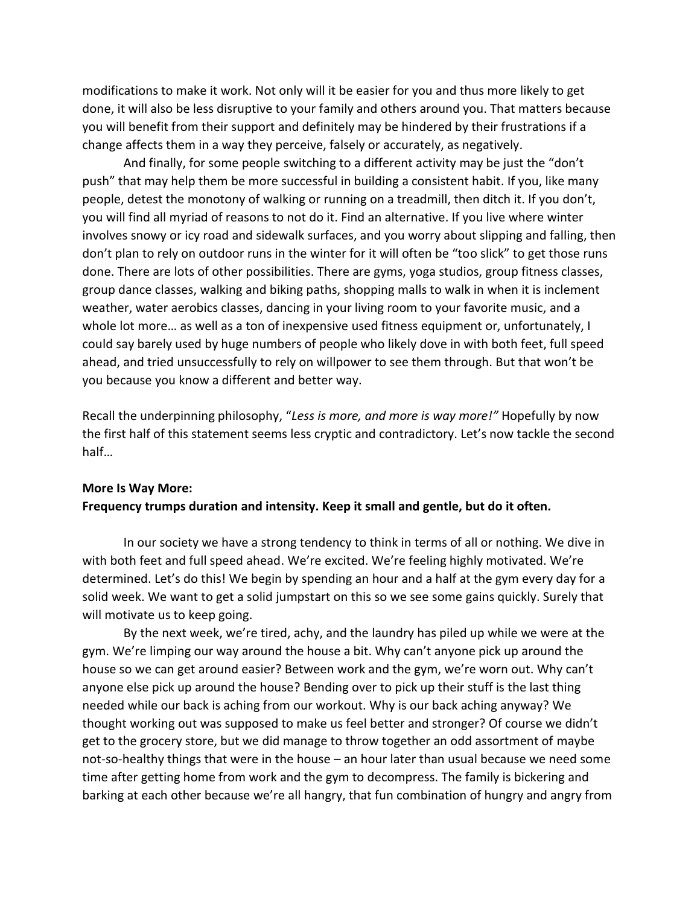modifications to make it work. Not only will it be easier for you and thus more likely to get done, it will also be less disruptive to your family and others around you. That matters because you will benefit from their support and definitely may be hindered by their frustrations if a change affects them in a way they perceive, falsely or accurately, as negatively.

And finally, for some people switching to a different activity may be just the "don't push" that may help them be more successful in building a consistent habit. If you, like many people, detest the monotony of walking or running on a treadmill, then ditch it. If you don't, you will find all myriad of reasons to not do it. Find an alternative. If you live where winter involves snowy or icy road and sidewalk surfaces, and you worry about slipping and falling, then don't plan to rely on outdoor runs in the winter for it will often be "too slick" to get those runs done. There are lots of other possibilities. There are gyms, yoga studios, group fitness classes, group dance classes, walking and biking paths, shopping malls to walk in when it is inclement weather, water aerobics classes, dancing in your living room to your favorite music, and a whole lot more… as well as a ton of inexpensive used fitness equipment or, unfortunately, I could say barely used by huge numbers of people who likely dove in with both feet, full speed ahead, and tried unsuccessfully to rely on willpower to see them through. But that won't be you because you know a different and better way.

Recall the underpinning philosophy, "*Less is more, and more is way more!*" Hopefully by now the first half of this statement seems less cryptic and contradictory. Let's now tackle the second half…

**More Is Way More:**
**Frequency trumps duration and intensity. Keep it small and gentle, but do it often.**

In our society we have a strong tendency to think in terms of all or nothing. We dive in with both feet and full speed ahead. We're excited. We're feeling highly motivated. We're determined. Let's do this! We begin by spending an hour and a half at the gym every day for a solid week. We want to get a solid jumpstart on this so we see some gains quickly. Surely that will motivate us to keep going.

By the next week, we're tired, achy, and the laundry has piled up while we were at the gym. We're limping our way around the house a bit. Why can't anyone pick up around the house so we can get around easier? Between work and the gym, we're worn out. Why can't anyone else pick up around the house? Bending over to pick up their stuff is the last thing needed while our back is aching from our workout. Why is our back aching anyway? We thought working out was supposed to make us feel better and stronger? Of course we didn't get to the grocery store, but we did manage to throw together an odd assortment of maybe not-so-healthy things that were in the house – an hour later than usual because we need some time after getting home from work and the gym to decompress. The family is bickering and barking at each other because we're all hangry, that fun combination of hungry and angry from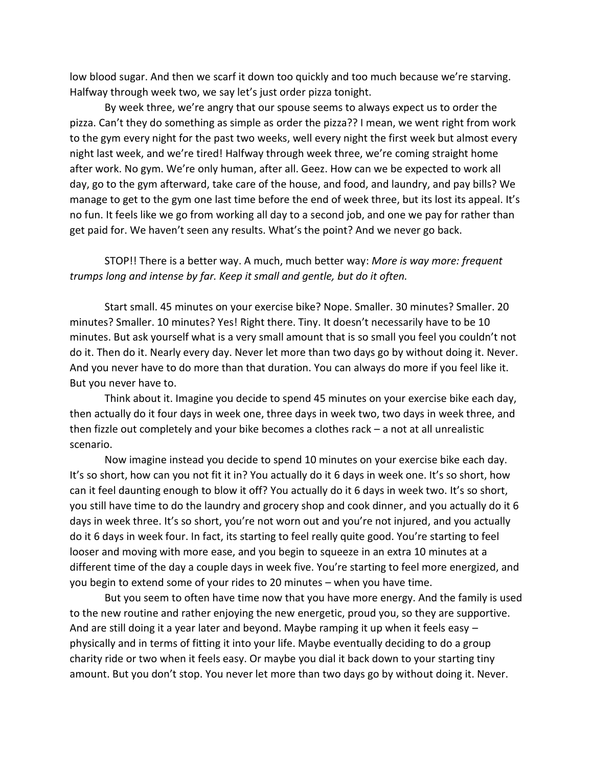low blood sugar. And then we scarf it down too quickly and too much because we're starving. Halfway through week two, we say let's just order pizza tonight.

By week three, we're angry that our spouse seems to always expect us to order the pizza. Can't they do something as simple as order the pizza?? I mean, we went right from work to the gym every night for the past two weeks, well every night the first week but almost every night last week, and we're tired! Halfway through week three, we're coming straight home after work. No gym. We're only human, after all. Geez. How can we be expected to work all day, go to the gym afterward, take care of the house, and food, and laundry, and pay bills? We manage to get to the gym one last time before the end of week three, but its lost its appeal. It's no fun. It feels like we go from working all day to a second job, and one we pay for rather than get paid for. We haven't seen any results. What's the point? And we never go back.

STOP!! There is a better way. A much, much better way: *More is way more: frequent trumps long and intense by far. Keep it small and gentle, but do it often.*

Start small. 45 minutes on your exercise bike? Nope. Smaller. 30 minutes? Smaller. 20 minutes? Smaller. 10 minutes? Yes! Right there. Tiny. It doesn't necessarily have to be 10 minutes. But ask yourself what is a very small amount that is so small you feel you couldn't not do it. Then do it. Nearly every day. Never let more than two days go by without doing it. Never. And you never have to do more than that duration. You can always do more if you feel like it. But you never have to.

Think about it. Imagine you decide to spend 45 minutes on your exercise bike each day, then actually do it four days in week one, three days in week two, two days in week three, and then fizzle out completely and your bike becomes a clothes rack – a not at all unrealistic scenario.

Now imagine instead you decide to spend 10 minutes on your exercise bike each day. It's so short, how can you not fit it in? You actually do it 6 days in week one. It's so short, how can it feel daunting enough to blow it off? You actually do it 6 days in week two. It's so short, you still have time to do the laundry and grocery shop and cook dinner, and you actually do it 6 days in week three. It's so short, you're not worn out and you're not injured, and you actually do it 6 days in week four. In fact, its starting to feel really quite good. You're starting to feel looser and moving with more ease, and you begin to squeeze in an extra 10 minutes at a different time of the day a couple days in week five. You're starting to feel more energized, and you begin to extend some of your rides to 20 minutes – when you have time.

But you seem to often have time now that you have more energy. And the family is used to the new routine and rather enjoying the new energetic, proud you, so they are supportive. And are still doing it a year later and beyond. Maybe ramping it up when it feels easy – physically and in terms of fitting it into your life. Maybe eventually deciding to do a group charity ride or two when it feels easy. Or maybe you dial it back down to your starting tiny amount. But you don't stop. You never let more than two days go by without doing it. Never.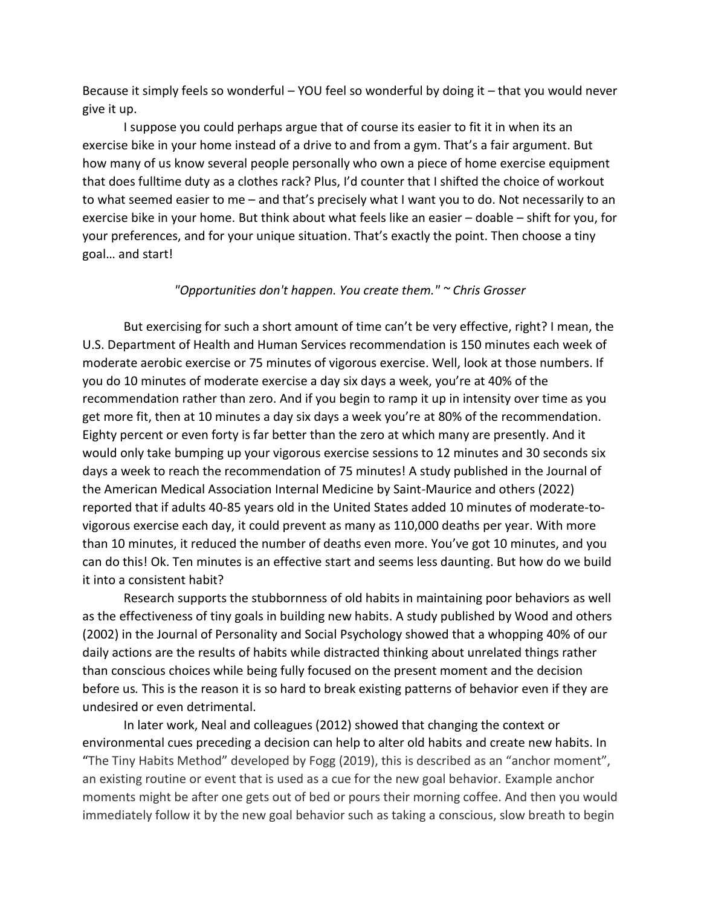Because it simply feels so wonderful – YOU feel so wonderful by doing it – that you would never give it up.

I suppose you could perhaps argue that of course its easier to fit it in when its an exercise bike in your home instead of a drive to and from a gym. That's a fair argument. But how many of us know several people personally who own a piece of home exercise equipment that does fulltime duty as a clothes rack? Plus, I'd counter that I shifted the choice of workout to what seemed easier to me – and that's precisely what I want you to do. Not necessarily to an exercise bike in your home. But think about what feels like an easier – doable – shift for you, for your preferences, and for your unique situation. That's exactly the point. Then choose a tiny goal… and start!

*"Opportunities don't happen. You create them." ~ Chris Grosser*

But exercising for such a short amount of time can't be very effective, right? I mean, the U.S. Department of Health and Human Services recommendation is 150 minutes each week of moderate aerobic exercise or 75 minutes of vigorous exercise. Well, look at those numbers. If you do 10 minutes of moderate exercise a day six days a week, you're at 40% of the recommendation rather than zero. And if you begin to ramp it up in intensity over time as you get more fit, then at 10 minutes a day six days a week you're at 80% of the recommendation. Eighty percent or even forty is far better than the zero at which many are presently. And it would only take bumping up your vigorous exercise sessions to 12 minutes and 30 seconds six days a week to reach the recommendation of 75 minutes! A study published in the Journal of the American Medical Association Internal Medicine by Saint-Maurice and others (2022) reported that if adults 40-85 years old in the United States added 10 minutes of moderate-to-vigorous exercise each day, it could prevent as many as 110,000 deaths per year. With more than 10 minutes, it reduced the number of deaths even more. You've got 10 minutes, and you can do this! Ok. Ten minutes is an effective start and seems less daunting. But how do we build it into a consistent habit?

Research supports the stubbornness of old habits in maintaining poor behaviors as well as the effectiveness of tiny goals in building new habits. A study published by Wood and others (2002) in the Journal of Personality and Social Psychology showed that a whopping 40% of our daily actions are the results of habits while distracted thinking about unrelated things rather than conscious choices while being fully focused on the present moment and the decision before us. This is the reason it is so hard to break existing patterns of behavior even if they are undesired or even detrimental.

In later work, Neal and colleagues (2012) showed that changing the context or environmental cues preceding a decision can help to alter old habits and create new habits. In "The Tiny Habits Method" developed by Fogg (2019), this is described as an "anchor moment", an existing routine or event that is used as a cue for the new goal behavior. Example anchor moments might be after one gets out of bed or pours their morning coffee. And then you would immediately follow it by the new goal behavior such as taking a conscious, slow breath to begin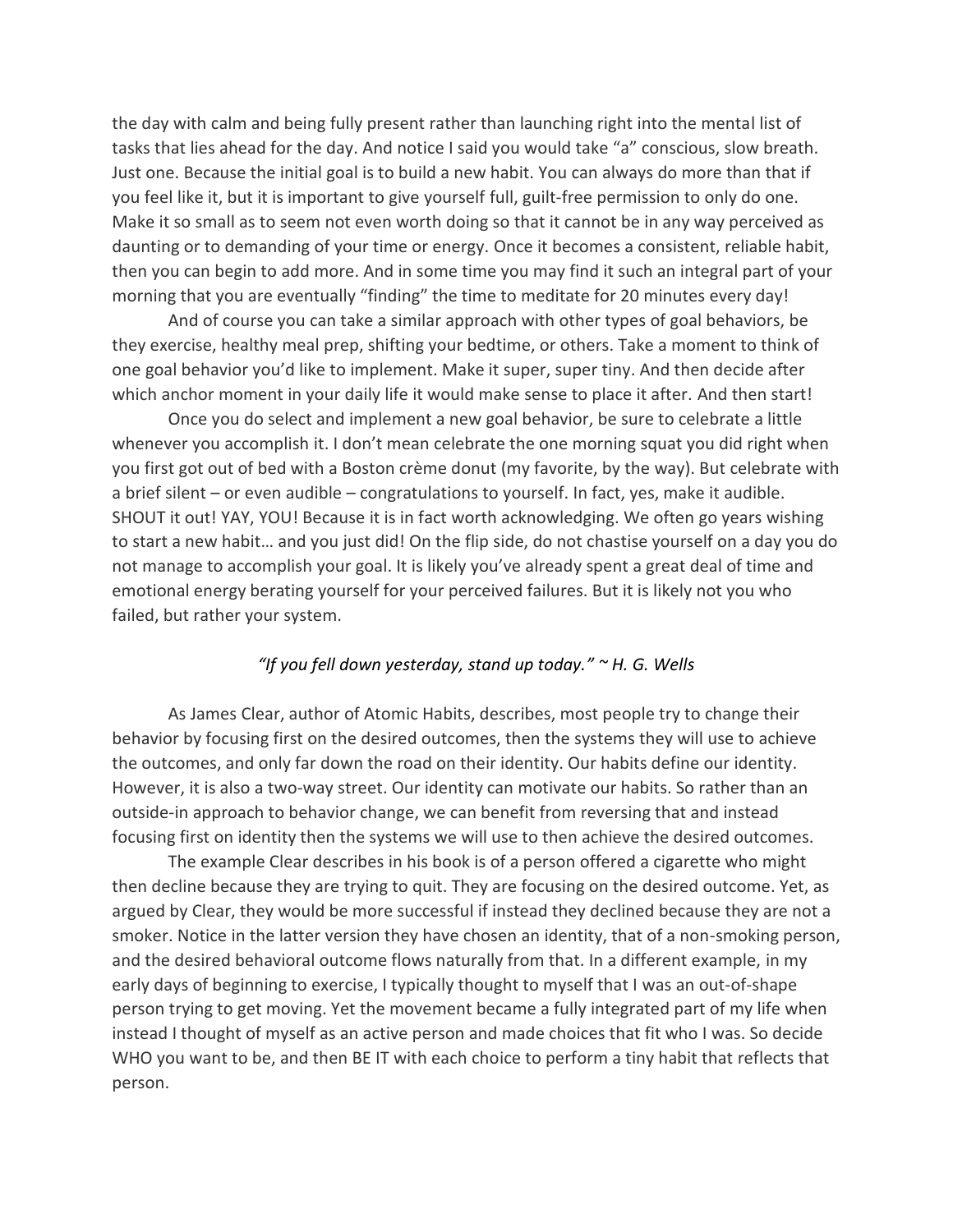the day with calm and being fully present rather than launching right into the mental list of tasks that lies ahead for the day. And notice I said you would take "a" conscious, slow breath. Just one. Because the initial goal is to build a new habit. You can always do more than that if you feel like it, but it is important to give yourself full, guilt-free permission to only do one. Make it so small as to seem not even worth doing so that it cannot be in any way perceived as daunting or to demanding of your time or energy. Once it becomes a consistent, reliable habit, then you can begin to add more. And in some time you may find it such an integral part of your morning that you are eventually "finding" the time to meditate for 20 minutes every day!

And of course you can take a similar approach with other types of goal behaviors, be they exercise, healthy meal prep, shifting your bedtime, or others. Take a moment to think of one goal behavior you'd like to implement. Make it super, super tiny. And then decide after which anchor moment in your daily life it would make sense to place it after. And then start!

Once you do select and implement a new goal behavior, be sure to celebrate a little whenever you accomplish it. I don't mean celebrate the one morning squat you did right when you first got out of bed with a Boston crème donut (my favorite, by the way). But celebrate with a brief silent – or even audible – congratulations to yourself. In fact, yes, make it audible. SHOUT it out! YAY, YOU! Because it is in fact worth acknowledging. We often go years wishing to start a new habit… and you just did! On the flip side, do not chastise yourself on a day you do not manage to accomplish your goal. It is likely you've already spent a great deal of time and emotional energy berating yourself for your perceived failures. But it is likely not you who failed, but rather your system.

*"If you fell down yesterday, stand up today." ~ H. G. Wells*

As James Clear, author of Atomic Habits, describes, most people try to change their behavior by focusing first on the desired outcomes, then the systems they will use to achieve the outcomes, and only far down the road on their identity. Our habits define our identity. However, it is also a two-way street. Our identity can motivate our habits. So rather than an outside-in approach to behavior change, we can benefit from reversing that and instead focusing first on identity then the systems we will use to then achieve the desired outcomes.

The example Clear describes in his book is of a person offered a cigarette who might then decline because they are trying to quit. They are focusing on the desired outcome. Yet, as argued by Clear, they would be more successful if instead they declined because they are not a smoker. Notice in the latter version they have chosen an identity, that of a non-smoking person, and the desired behavioral outcome flows naturally from that. In a different example, in my early days of beginning to exercise, I typically thought to myself that I was an out-of-shape person trying to get moving. Yet the movement became a fully integrated part of my life when instead I thought of myself as an active person and made choices that fit who I was. So decide WHO you want to be, and then BE IT with each choice to perform a tiny habit that reflects that person.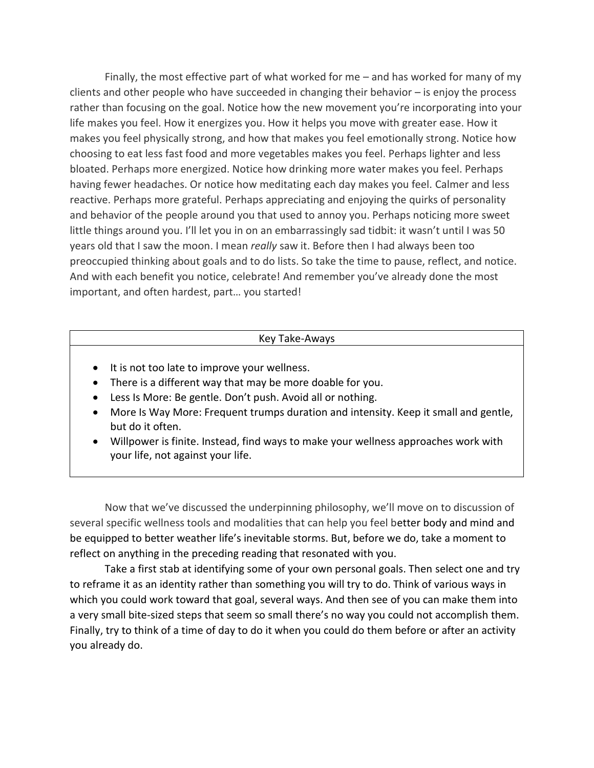Finally, the most effective part of what worked for me – and has worked for many of my clients and other people who have succeeded in changing their behavior – is enjoy the process rather than focusing on the goal. Notice how the new movement you're incorporating into your life makes you feel. How it energizes you. How it helps you move with greater ease. How it makes you feel physically strong, and how that makes you feel emotionally strong. Notice how choosing to eat less fast food and more vegetables makes you feel. Perhaps lighter and less bloated. Perhaps more energized. Notice how drinking more water makes you feel. Perhaps having fewer headaches. Or notice how meditating each day makes you feel. Calmer and less reactive. Perhaps more grateful. Perhaps appreciating and enjoying the quirks of personality and behavior of the people around you that used to annoy you. Perhaps noticing more sweet little things around you. I'll let you in on an embarrassingly sad tidbit: it wasn't until I was 50 years old that I saw the moon. I mean *really* saw it. Before then I had always been too preoccupied thinking about goals and to do lists. So take the time to pause, reflect, and notice. And with each benefit you notice, celebrate! And remember you've already done the most important, and often hardest, part… you started!

| Key Take-Aways |
| --- |
| • It is not too late to improve your wellness.<br>• There is a different way that may be more doable for you.<br>• Less Is More: Be gentle. Don't push. Avoid all or nothing.<br>• More Is Way More: Frequent trumps duration and intensity. Keep it small and gentle, but do it often.<br>• Willpower is finite. Instead, find ways to make your wellness approaches work with your life, not against your life. |

Now that we've discussed the underpinning philosophy, we'll move on to discussion of several specific wellness tools and modalities that can help you feel better body and mind and be equipped to better weather life's inevitable storms. But, before we do, take a moment to reflect on anything in the preceding reading that resonated with you.

Take a first stab at identifying some of your own personal goals. Then select one and try to reframe it as an identity rather than something you will try to do. Think of various ways in which you could work toward that goal, several ways. And then see of you can make them into a very small bite-sized steps that seem so small there's no way you could not accomplish them. Finally, try to think of a time of day to do it when you could do them before or after an activity you already do.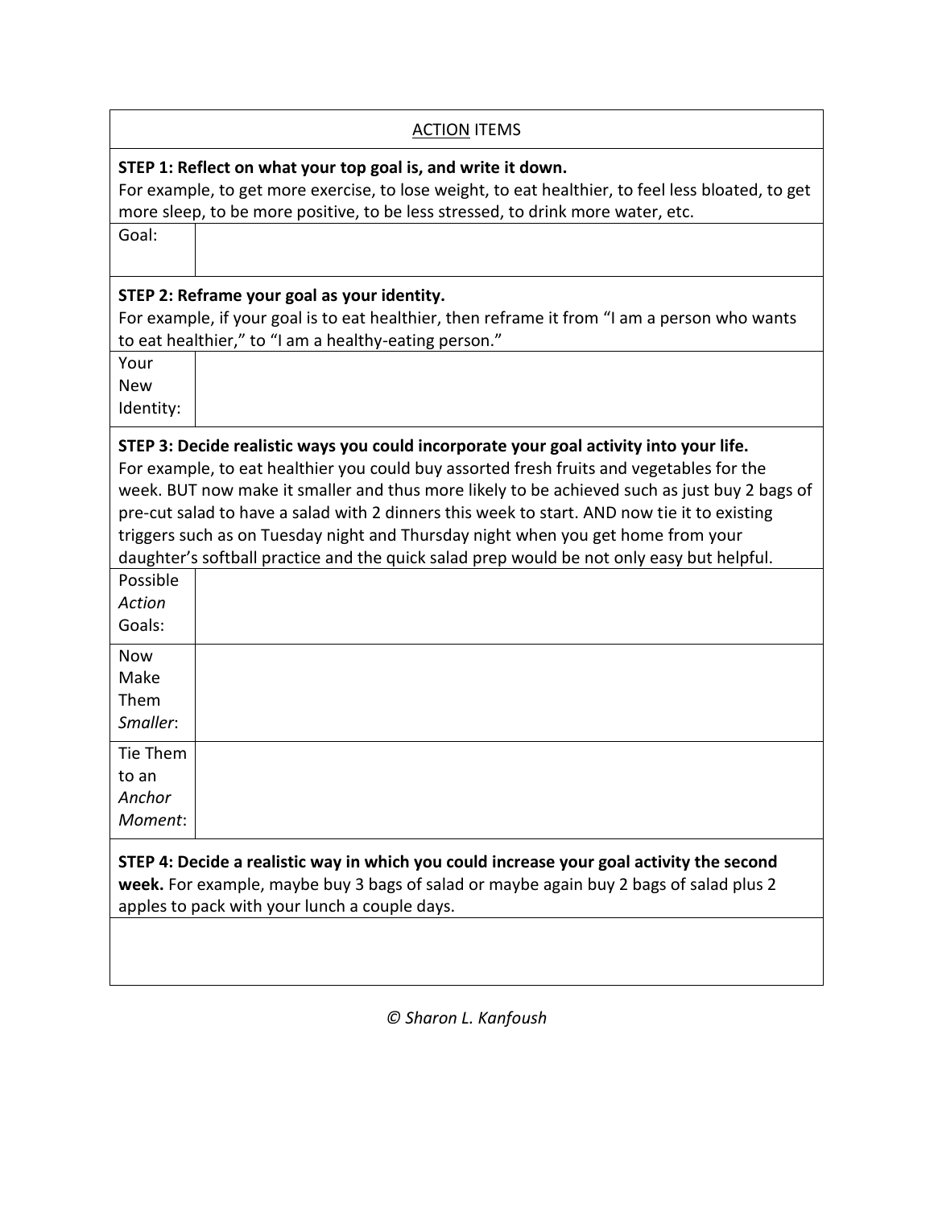## <u>ACTION</u> ITEMS

**STEP 1: Reflect on what your top goal is, and write it down.**
For example, to get more exercise, to lose weight, to eat healthier, to feel less bloated, to get more sleep, to be more positive, to be less stressed, to drink more water, etc.

| Goal: | |
|---|---|

**STEP 2: Reframe your goal as your identity.**
For example, if your goal is to eat healthier, then reframe it from "I am a person who wants to eat healthier," to "I am a healthy-eating person."

| Your New Identity: | |
|---|---|

**STEP 3: Decide realistic ways you could incorporate your goal activity into your life.**
For example, to eat healthier you could buy assorted fresh fruits and vegetables for the week. BUT now make it smaller and thus more likely to be achieved such as just buy 2 bags of pre-cut salad to have a salad with 2 dinners this week to start. AND now tie it to existing triggers such as on Tuesday night and Thursday night when you get home from your daughter's softball practice and the quick salad prep would be not only easy but helpful.

| Possible *Action* Goals: | |
|---|---|
| Now Make Them *Smaller*: | |
| Tie Them to an *Anchor Moment*: | |

**STEP 4: Decide a realistic way in which you could increase your goal activity the second week.** For example, maybe buy 3 bags of salad or maybe again buy 2 bags of salad plus 2 apples to pack with your lunch a couple days.

*© Sharon L. Kanfoush*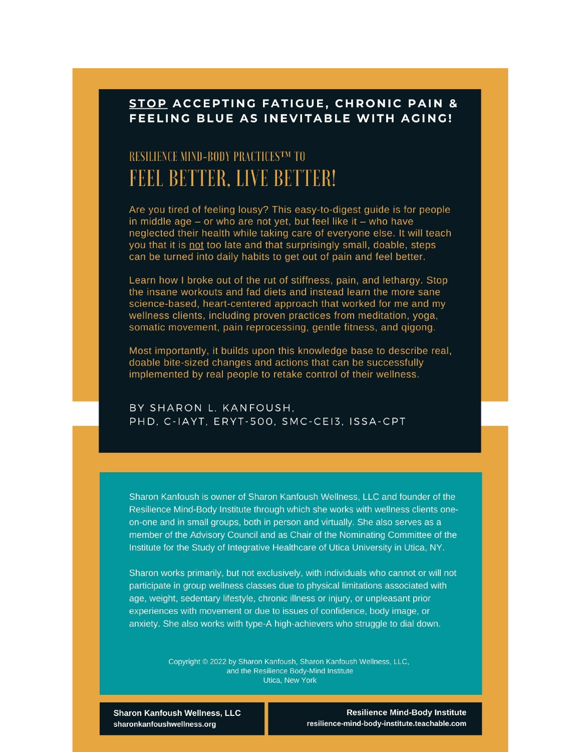**STOP ACCEPTING FATIGUE, CHRONIC PAIN & FEELING BLUE AS INEVITABLE WITH AGING!**

## RESILIENCE MIND-BODY PRACTICES™ TO

# FEEL BETTER, LIVE BETTER!

Are you tired of feeling lousy? This easy-to-digest guide is for people in middle age – or who are not yet, but feel like it – who have neglected their health while taking care of everyone else. It will teach you that it is not too late and that surprisingly small, doable, steps can be turned into daily habits to get out of pain and feel better.

Learn how I broke out of the rut of stiffness, pain, and lethargy. Stop the insane workouts and fad diets and instead learn the more sane science-based, heart-centered approach that worked for me and my wellness clients, including proven practices from meditation, yoga, somatic movement, pain reprocessing, gentle fitness, and qigong.

Most importantly, it builds upon this knowledge base to describe real, doable bite-sized changes and actions that can be successfully implemented by real people to retake control of their wellness.

BY SHARON L. KANFOUSH,
PHD, C-IAYT, ERYT-500, SMC-CEI3, ISSA-CPT

Sharon Kanfoush is owner of Sharon Kanfoush Wellness, LLC and founder of the Resilience Mind-Body Institute through which she works with wellness clients one-on-one and in small groups, both in person and virtually. She also serves as a member of the Advisory Council and as Chair of the Nominating Committee of the Institute for the Study of Integrative Healthcare of Utica University in Utica, NY.

Sharon works primarily, but not exclusively, with individuals who cannot or will not participate in group wellness classes due to physical limitations associated with age, weight, sedentary lifestyle, chronic illness or injury, or unpleasant prior experiences with movement or due to issues of confidence, body image, or anxiety. She also works with type-A high-achievers who struggle to dial down.

Copyright © 2022 by Sharon Kanfoush, Sharon Kanfoush Wellness, LLC,
and the Resilience Body-Mind Institute
Utica, New York

**Sharon Kanfoush Wellness, LLC**
sharonkanfoushwellness.org

**Resilience Mind-Body Institute**
resilience-mind-body-institute.teachable.com